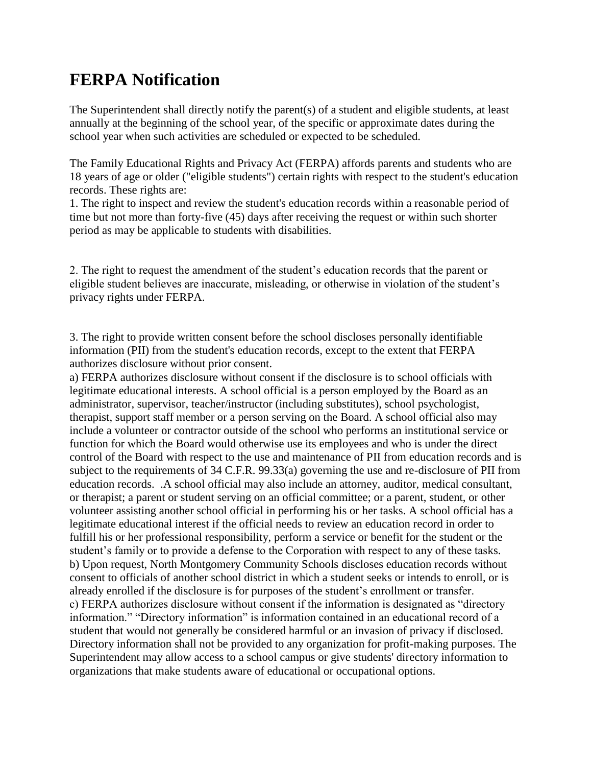# FERPA Notification

The Superintendent shall directly notify the parent(s) of a student and eligible students, at least annually at the beginning of the school year, of the specific or approximate dates during the school year when such activities are scheduled or expected to be scheduled.

The Family Educational Rights and Privacy Act (FERPA) affords parents and students who are 18 years of age or older ("eligible students") certain rights with respect to the student's education records. These rights are:

1. The right to inspect and review the student's education records within a reasonable period of time but not more than forty-five (45) days after receiving the request or within such shorter period as may be applicable to students with disabilities.

2. The right to request the amendment of the student's education records that the parent or eligible student believes are inaccurate, misleading, or otherwise in violation of the student's privacy rights under FERPA.

3. The right to provide written consent before the school discloses personally identifiable information (PII) from the student's education records, except to the extent that FERPA authorizes disclosure without prior consent.

a) FERPA authorizes disclosure without consent if the disclosure is to school officials with legitimate educational interests. A school official is a person employed by the Board as an administrator, supervisor, teacher/instructor (including substitutes), school psychologist, therapist, support staff member or a person serving on the Board. A school official also may include a volunteer or contractor outside of the school who performs an institutional service or function for which the Board would otherwise use its employees and who is under the direct control of the Board with respect to the use and maintenance of PII from education records and is subject to the requirements of 34 C.F.R. 99.33(a) governing the use and re-disclosure of PII from education records. .A school official may also include an attorney, auditor, medical consultant, or therapist; a parent or student serving on an official committee; or a parent, student, or other volunteer assisting another school official in performing his or her tasks. A school official has a legitimate educational interest if the official needs to review an education record in order to fulfill his or her professional responsibility, perform a service or benefit for the student or the student's family or to provide a defense to the Corporation with respect to any of these tasks.

b) Upon request, North Montgomery Community Schools discloses education records without consent to officials of another school district in which a student seeks or intends to enroll, or is already enrolled if the disclosure is for purposes of the student's enrollment or transfer.

c) FERPA authorizes disclosure without consent if the information is designated as "directory information." "Directory information" is information contained in an educational record of a student that would not generally be considered harmful or an invasion of privacy if disclosed. Directory information shall not be provided to any organization for profit-making purposes. The Superintendent may allow access to a school campus or give students' directory information to organizations that make students aware of educational or occupational options.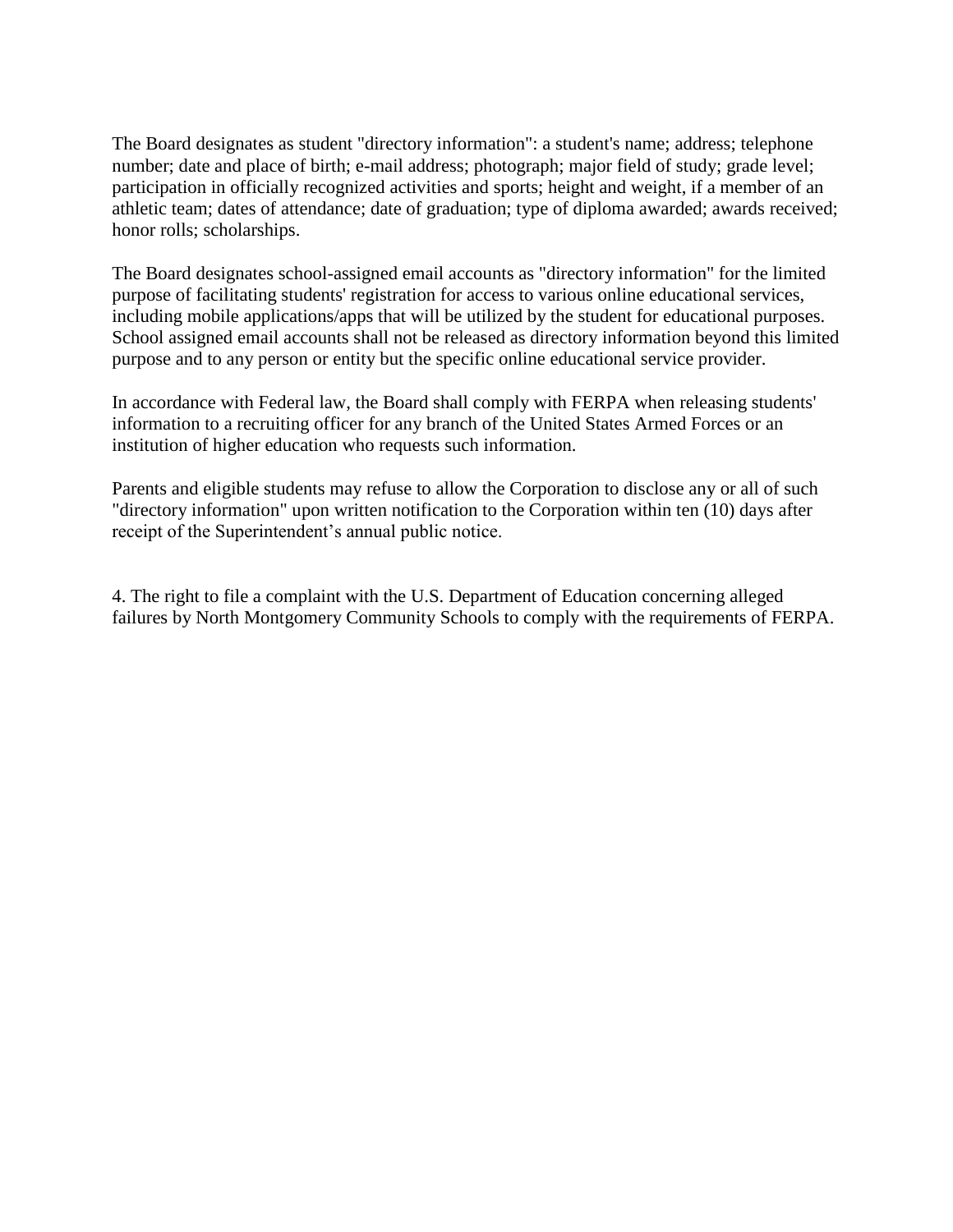The Board designates as student "directory information": a student's name; address; telephone number; date and place of birth; e-mail address; photograph; major field of study; grade level; participation in officially recognized activities and sports; height and weight, if a member of an athletic team; dates of attendance; date of graduation; type of diploma awarded; awards received; honor rolls; scholarships.

The Board designates school-assigned email accounts as "directory information" for the limited purpose of facilitating students' registration for access to various online educational services, including mobile applications/apps that will be utilized by the student for educational purposes. School assigned email accounts shall not be released as directory information beyond this limited purpose and to any person or entity but the specific online educational service provider.

In accordance with Federal law, the Board shall comply with FERPA when releasing students' information to a recruiting officer for any branch of the United States Armed Forces or an institution of higher education who requests such information.

Parents and eligible students may refuse to allow the Corporation to disclose any or all of such "directory information" upon written notification to the Corporation within ten (10) days after receipt of the Superintendent's annual public notice.

4. The right to file a complaint with the U.S. Department of Education concerning alleged failures by North Montgomery Community Schools to comply with the requirements of FERPA.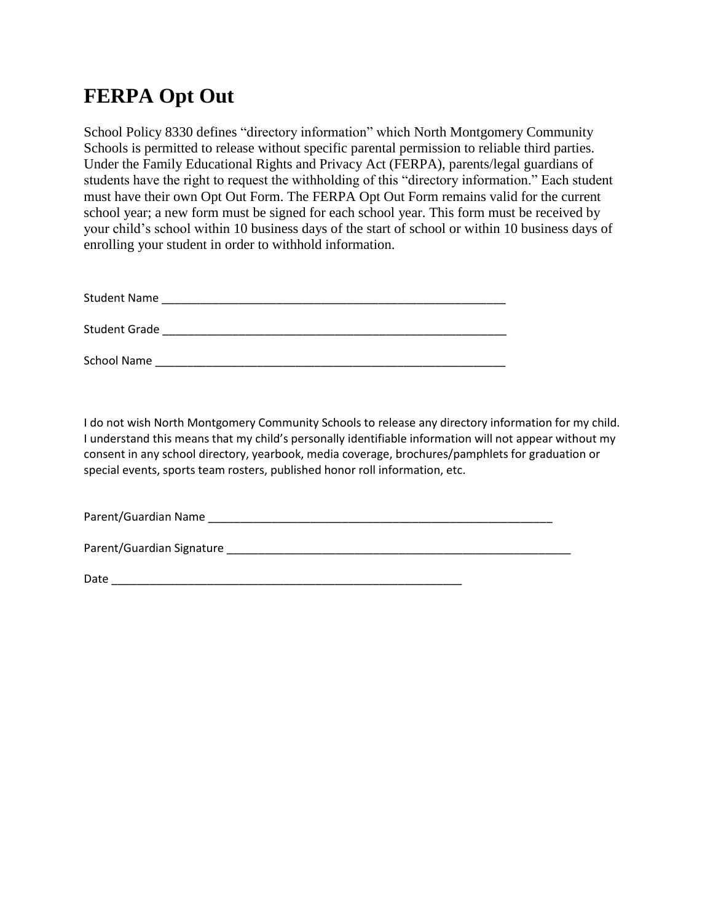# FERPA Opt Out

School Policy 8330 defines "directory information" which North Montgomery Community Schools is permitted to release without specific parental permission to reliable third parties. Under the Family Educational Rights and Privacy Act (FERPA), parents/legal guardians of students have the right to request the withholding of this "directory information." Each student must have their own Opt Out Form. The FERPA Opt Out Form remains valid for the current school year; a new form must be signed for each school year. This form must be received by your child's school within 10 business days of the start of school or within 10 business days of enrolling your student in order to withhold information.

Student Name ________________________________________________________

Student Grade ________________________________________________________

School Name ________________________________________________________

I do not wish North Montgomery Community Schools to release any directory information for my child. I understand this means that my child's personally identifiable information will not appear without my consent in any school directory, yearbook, media coverage, brochures/pamphlets for graduation or special events, sports team rosters, published honor roll information, etc.

Parent/Guardian Name ________________________________________________________

Parent/Guardian Signature ________________________________________________________

Date ________________________________________________________